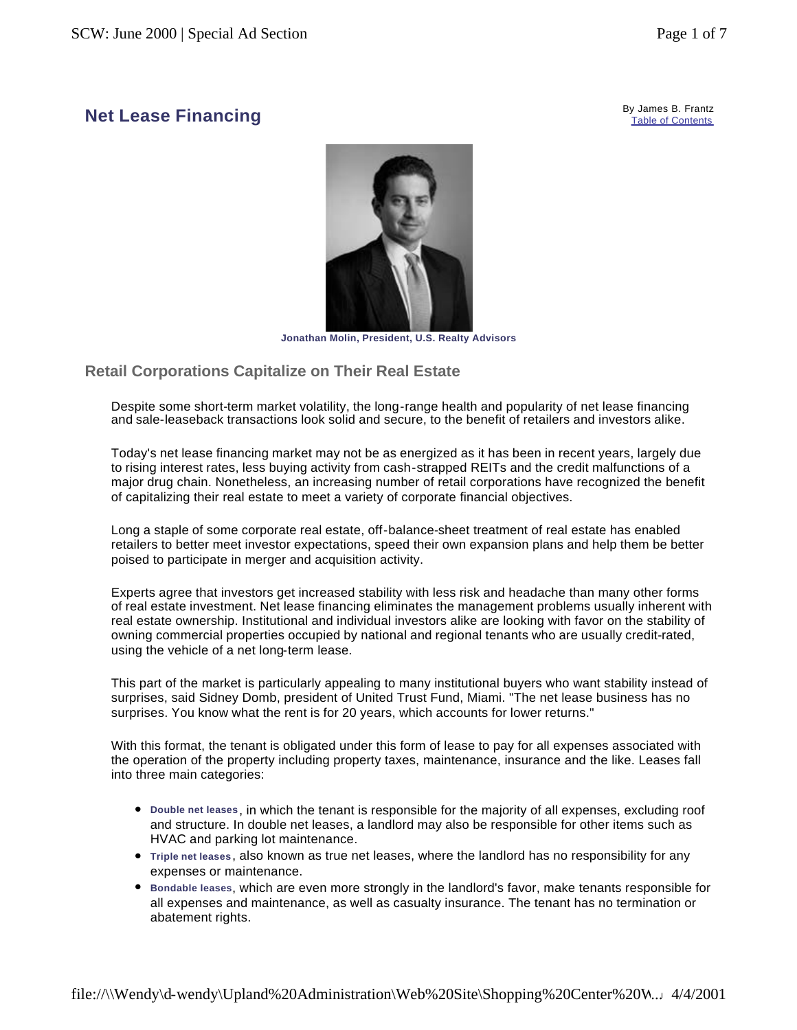# Net Lease Financing

By James B. Frantz
Table of Contents

Jonathan Molin, President, U.S. Realty Advisors

## Retail Corporations Capitalize on Their Real Estate

Despite some short-term market volatility, the long-range health and popularity of net lease financing and sale-leaseback transactions look solid and secure, to the benefit of retailers and investors alike.

Today's net lease financing market may not be as energized as it has been in recent years, largely due to rising interest rates, less buying activity from cash-strapped REITs and the credit malfunctions of a major drug chain. Nonetheless, an increasing number of retail corporations have recognized the benefit of capitalizing their real estate to meet a variety of corporate financial objectives.

Long a staple of some corporate real estate, off-balance-sheet treatment of real estate has enabled retailers to better meet investor expectations, speed their own expansion plans and help them be better poised to participate in merger and acquisition activity.

Experts agree that investors get increased stability with less risk and headache than many other forms of real estate investment. Net lease financing eliminates the management problems usually inherent with real estate ownership. Institutional and individual investors alike are looking with favor on the stability of owning commercial properties occupied by national and regional tenants who are usually credit-rated, using the vehicle of a net long-term lease.

This part of the market is particularly appealing to many institutional buyers who want stability instead of surprises, said Sidney Domb, president of United Trust Fund, Miami. "The net lease business has no surprises. You know what the rent is for 20 years, which accounts for lower returns."

With this format, the tenant is obligated under this form of lease to pay for all expenses associated with the operation of the property including property taxes, maintenance, insurance and the like. Leases fall into three main categories:

- **Double net leases**, in which the tenant is responsible for the majority of all expenses, excluding roof and structure. In double net leases, a landlord may also be responsible for other items such as HVAC and parking lot maintenance.
- **Triple net leases**, also known as true net leases, where the landlord has no responsibility for any expenses or maintenance.
- **Bondable leases**, which are even more strongly in the landlord's favor, make tenants responsible for all expenses and maintenance, as well as casualty insurance. The tenant has no termination or abatement rights.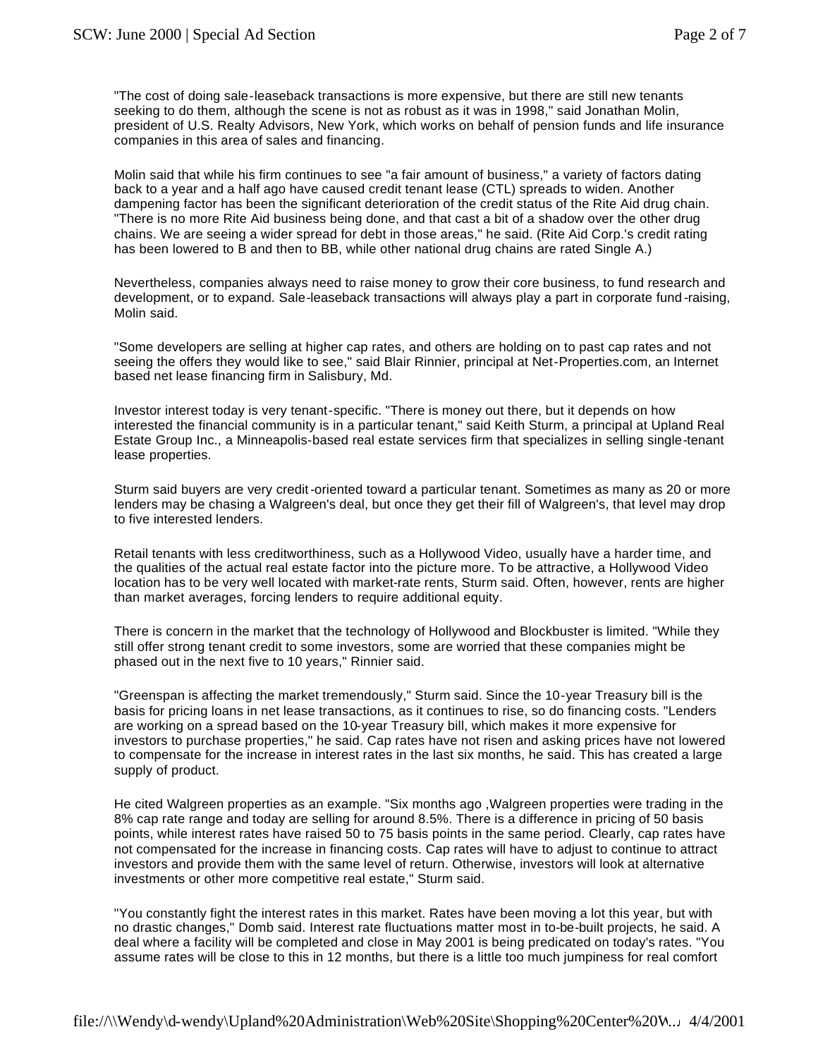"The cost of doing sale-leaseback transactions is more expensive, but there are still new tenants seeking to do them, although the scene is not as robust as it was in 1998," said Jonathan Molin, president of U.S. Realty Advisors, New York, which works on behalf of pension funds and life insurance companies in this area of sales and financing.

Molin said that while his firm continues to see "a fair amount of business," a variety of factors dating back to a year and a half ago have caused credit tenant lease (CTL) spreads to widen. Another dampening factor has been the significant deterioration of the credit status of the Rite Aid drug chain. "There is no more Rite Aid business being done, and that cast a bit of a shadow over the other drug chains. We are seeing a wider spread for debt in those areas," he said. (Rite Aid Corp.'s credit rating has been lowered to B and then to BB, while other national drug chains are rated Single A.)

Nevertheless, companies always need to raise money to grow their core business, to fund research and development, or to expand. Sale-leaseback transactions will always play a part in corporate fund-raising, Molin said.

"Some developers are selling at higher cap rates, and others are holding on to past cap rates and not seeing the offers they would like to see," said Blair Rinnier, principal at Net-Properties.com, an Internet based net lease financing firm in Salisbury, Md.

Investor interest today is very tenant-specific. "There is money out there, but it depends on how interested the financial community is in a particular tenant," said Keith Sturm, a principal at Upland Real Estate Group Inc., a Minneapolis-based real estate services firm that specializes in selling single-tenant lease properties.

Sturm said buyers are very credit-oriented toward a particular tenant. Sometimes as many as 20 or more lenders may be chasing a Walgreen's deal, but once they get their fill of Walgreen's, that level may drop to five interested lenders.

Retail tenants with less creditworthiness, such as a Hollywood Video, usually have a harder time, and the qualities of the actual real estate factor into the picture more. To be attractive, a Hollywood Video location has to be very well located with market-rate rents, Sturm said. Often, however, rents are higher than market averages, forcing lenders to require additional equity.

There is concern in the market that the technology of Hollywood and Blockbuster is limited. "While they still offer strong tenant credit to some investors, some are worried that these companies might be phased out in the next five to 10 years," Rinnier said.

"Greenspan is affecting the market tremendously," Sturm said. Since the 10-year Treasury bill is the basis for pricing loans in net lease transactions, as it continues to rise, so do financing costs. "Lenders are working on a spread based on the 10-year Treasury bill, which makes it more expensive for investors to purchase properties," he said. Cap rates have not risen and asking prices have not lowered to compensate for the increase in interest rates in the last six months, he said. This has created a large supply of product.

He cited Walgreen properties as an example. "Six months ago ,Walgreen properties were trading in the 8% cap rate range and today are selling for around 8.5%. There is a difference in pricing of 50 basis points, while interest rates have raised 50 to 75 basis points in the same period. Clearly, cap rates have not compensated for the increase in financing costs. Cap rates will have to adjust to continue to attract investors and provide them with the same level of return. Otherwise, investors will look at alternative investments or other more competitive real estate," Sturm said.

"You constantly fight the interest rates in this market. Rates have been moving a lot this year, but with no drastic changes," Domb said. Interest rate fluctuations matter most in to-be-built projects, he said. A deal where a facility will be completed and close in May 2001 is being predicated on today's rates. "You assume rates will be close to this in 12 months, but there is a little too much jumpiness for real comfort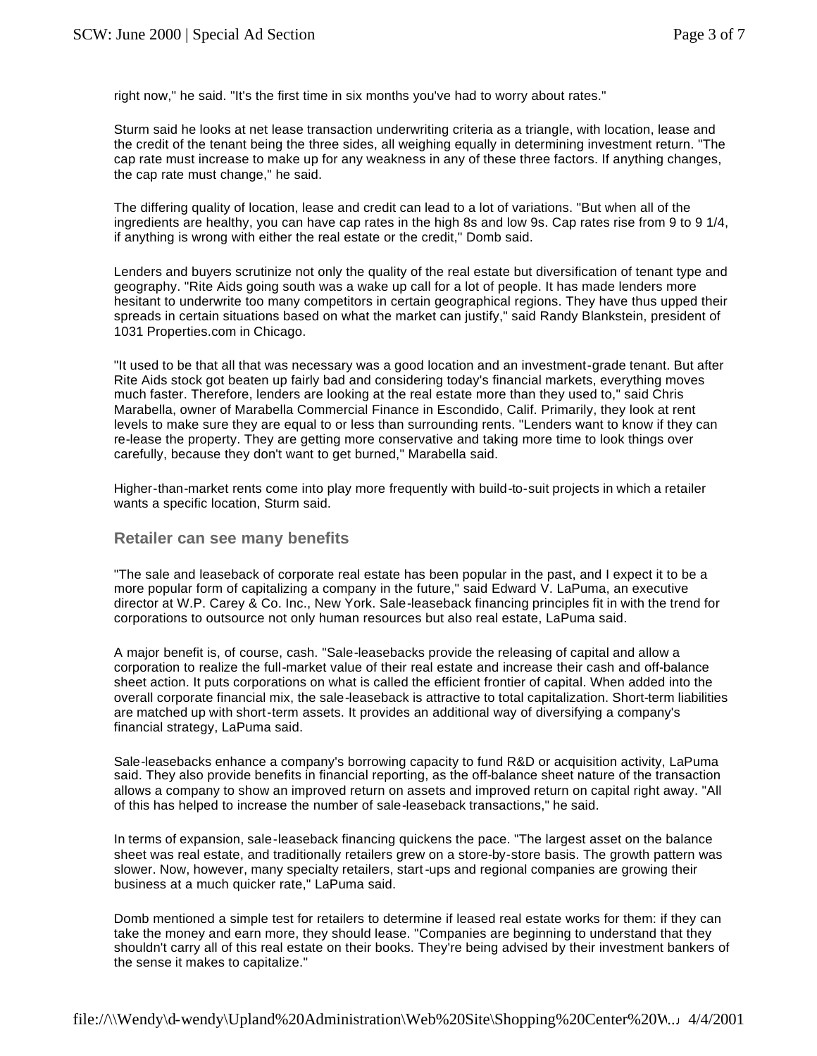right now," he said. "It's the first time in six months you've had to worry about rates."

Sturm said he looks at net lease transaction underwriting criteria as a triangle, with location, lease and the credit of the tenant being the three sides, all weighing equally in determining investment return. "The cap rate must increase to make up for any weakness in any of these three factors. If anything changes, the cap rate must change," he said.

The differing quality of location, lease and credit can lead to a lot of variations. "But when all of the ingredients are healthy, you can have cap rates in the high 8s and low 9s. Cap rates rise from 9 to 9 1/4, if anything is wrong with either the real estate or the credit," Domb said.

Lenders and buyers scrutinize not only the quality of the real estate but diversification of tenant type and geography. "Rite Aids going south was a wake up call for a lot of people. It has made lenders more hesitant to underwrite too many competitors in certain geographical regions. They have thus upped their spreads in certain situations based on what the market can justify," said Randy Blankstein, president of 1031 Properties.com in Chicago.

"It used to be that all that was necessary was a good location and an investment-grade tenant. But after Rite Aids stock got beaten up fairly bad and considering today's financial markets, everything moves much faster. Therefore, lenders are looking at the real estate more than they used to," said Chris Marabella, owner of Marabella Commercial Finance in Escondido, Calif. Primarily, they look at rent levels to make sure they are equal to or less than surrounding rents. "Lenders want to know if they can re-lease the property. They are getting more conservative and taking more time to look things over carefully, because they don't want to get burned," Marabella said.

Higher-than-market rents come into play more frequently with build-to-suit projects in which a retailer wants a specific location, Sturm said.

### Retailer can see many benefits

"The sale and leaseback of corporate real estate has been popular in the past, and I expect it to be a more popular form of capitalizing a company in the future," said Edward V. LaPuma, an executive director at W.P. Carey & Co. Inc., New York. Sale-leaseback financing principles fit in with the trend for corporations to outsource not only human resources but also real estate, LaPuma said.

A major benefit is, of course, cash. "Sale-leasebacks provide the releasing of capital and allow a corporation to realize the full-market value of their real estate and increase their cash and off-balance sheet action. It puts corporations on what is called the efficient frontier of capital. When added into the overall corporate financial mix, the sale-leaseback is attractive to total capitalization. Short-term liabilities are matched up with short-term assets. It provides an additional way of diversifying a company's financial strategy, LaPuma said.

Sale-leasebacks enhance a company's borrowing capacity to fund R&D or acquisition activity, LaPuma said. They also provide benefits in financial reporting, as the off-balance sheet nature of the transaction allows a company to show an improved return on assets and improved return on capital right away. "All of this has helped to increase the number of sale-leaseback transactions," he said.

In terms of expansion, sale-leaseback financing quickens the pace. "The largest asset on the balance sheet was real estate, and traditionally retailers grew on a store-by-store basis. The growth pattern was slower. Now, however, many specialty retailers, start-ups and regional companies are growing their business at a much quicker rate," LaPuma said.

Domb mentioned a simple test for retailers to determine if leased real estate works for them: if they can take the money and earn more, they should lease. "Companies are beginning to understand that they shouldn't carry all of this real estate on their books. They're being advised by their investment bankers of the sense it makes to capitalize."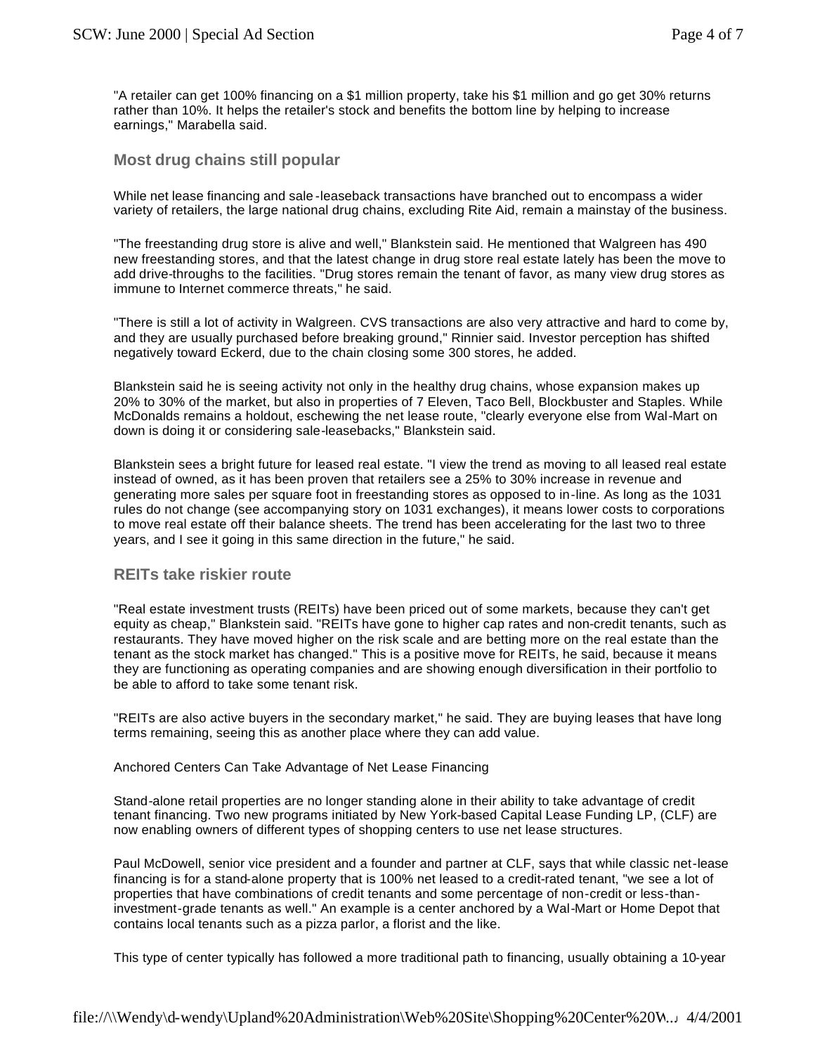"A retailer can get 100% financing on a $1 million property, take his $1 million and go get 30% returns rather than 10%. It helps the retailer's stock and benefits the bottom line by helping to increase earnings," Marabella said.

## Most drug chains still popular

While net lease financing and sale-leaseback transactions have branched out to encompass a wider variety of retailers, the large national drug chains, excluding Rite Aid, remain a mainstay of the business.

"The freestanding drug store is alive and well," Blankstein said. He mentioned that Walgreen has 490 new freestanding stores, and that the latest change in drug store real estate lately has been the move to add drive-throughs to the facilities. "Drug stores remain the tenant of favor, as many view drug stores as immune to Internet commerce threats," he said.

"There is still a lot of activity in Walgreen. CVS transactions are also very attractive and hard to come by, and they are usually purchased before breaking ground," Rinnier said. Investor perception has shifted negatively toward Eckerd, due to the chain closing some 300 stores, he added.

Blankstein said he is seeing activity not only in the healthy drug chains, whose expansion makes up 20% to 30% of the market, but also in properties of 7 Eleven, Taco Bell, Blockbuster and Staples. While McDonalds remains a holdout, eschewing the net lease route, "clearly everyone else from Wal-Mart on down is doing it or considering sale-leasebacks," Blankstein said.

Blankstein sees a bright future for leased real estate. "I view the trend as moving to all leased real estate instead of owned, as it has been proven that retailers see a 25% to 30% increase in revenue and generating more sales per square foot in freestanding stores as opposed to in-line. As long as the 1031 rules do not change (see accompanying story on 1031 exchanges), it means lower costs to corporations to move real estate off their balance sheets. The trend has been accelerating for the last two to three years, and I see it going in this same direction in the future," he said.

## REITs take riskier route

"Real estate investment trusts (REITs) have been priced out of some markets, because they can't get equity as cheap," Blankstein said. "REITs have gone to higher cap rates and non-credit tenants, such as restaurants. They have moved higher on the risk scale and are betting more on the real estate than the tenant as the stock market has changed." This is a positive move for REITs, he said, because it means they are functioning as operating companies and are showing enough diversification in their portfolio to be able to afford to take some tenant risk.

"REITs are also active buyers in the secondary market," he said. They are buying leases that have long terms remaining, seeing this as another place where they can add value.

Anchored Centers Can Take Advantage of Net Lease Financing

Stand-alone retail properties are no longer standing alone in their ability to take advantage of credit tenant financing. Two new programs initiated by New York-based Capital Lease Funding LP, (CLF) are now enabling owners of different types of shopping centers to use net lease structures.

Paul McDowell, senior vice president and a founder and partner at CLF, says that while classic net-lease financing is for a stand-alone property that is 100% net leased to a credit-rated tenant, "we see a lot of properties that have combinations of credit tenants and some percentage of non-credit or less-than-investment-grade tenants as well." An example is a center anchored by a Wal-Mart or Home Depot that contains local tenants such as a pizza parlor, a florist and the like.

This type of center typically has followed a more traditional path to financing, usually obtaining a 10-year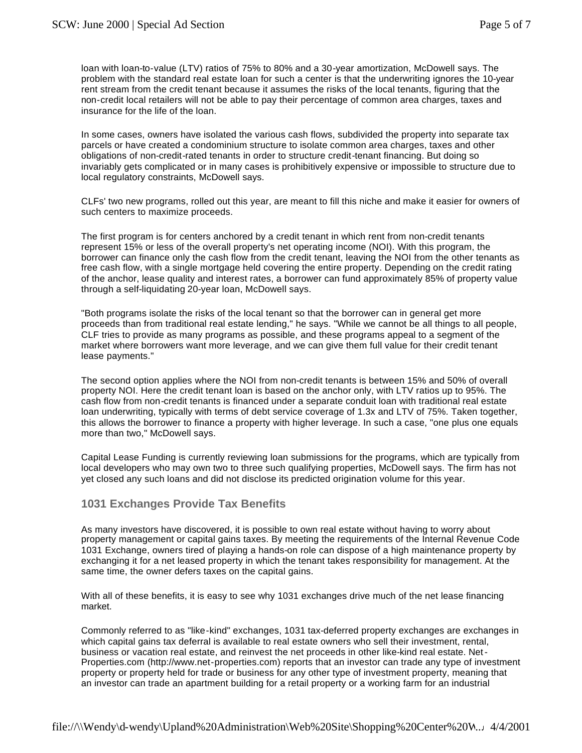loan with loan-to-value (LTV) ratios of 75% to 80% and a 30-year amortization, McDowell says. The problem with the standard real estate loan for such a center is that the underwriting ignores the 10-year rent stream from the credit tenant because it assumes the risks of the local tenants, figuring that the non-credit local retailers will not be able to pay their percentage of common area charges, taxes and insurance for the life of the loan.

In some cases, owners have isolated the various cash flows, subdivided the property into separate tax parcels or have created a condominium structure to isolate common area charges, taxes and other obligations of non-credit-rated tenants in order to structure credit-tenant financing. But doing so invariably gets complicated or in many cases is prohibitively expensive or impossible to structure due to local regulatory constraints, McDowell says.

CLFs' two new programs, rolled out this year, are meant to fill this niche and make it easier for owners of such centers to maximize proceeds.

The first program is for centers anchored by a credit tenant in which rent from non-credit tenants represent 15% or less of the overall property's net operating income (NOI). With this program, the borrower can finance only the cash flow from the credit tenant, leaving the NOI from the other tenants as free cash flow, with a single mortgage held covering the entire property. Depending on the credit rating of the anchor, lease quality and interest rates, a borrower can fund approximately 85% of property value through a self-liquidating 20-year loan, McDowell says.

"Both programs isolate the risks of the local tenant so that the borrower can in general get more proceeds than from traditional real estate lending," he says. "While we cannot be all things to all people, CLF tries to provide as many programs as possible, and these programs appeal to a segment of the market where borrowers want more leverage, and we can give them full value for their credit tenant lease payments."

The second option applies where the NOI from non-credit tenants is between 15% and 50% of overall property NOI. Here the credit tenant loan is based on the anchor only, with LTV ratios up to 95%. The cash flow from non-credit tenants is financed under a separate conduit loan with traditional real estate loan underwriting, typically with terms of debt service coverage of 1.3x and LTV of 75%. Taken together, this allows the borrower to finance a property with higher leverage. In such a case, "one plus one equals more than two," McDowell says.

Capital Lease Funding is currently reviewing loan submissions for the programs, which are typically from local developers who may own two to three such qualifying properties, McDowell says. The firm has not yet closed any such loans and did not disclose its predicted origination volume for this year.

### 1031 Exchanges Provide Tax Benefits

As many investors have discovered, it is possible to own real estate without having to worry about property management or capital gains taxes. By meeting the requirements of the Internal Revenue Code 1031 Exchange, owners tired of playing a hands-on role can dispose of a high maintenance property by exchanging it for a net leased property in which the tenant takes responsibility for management. At the same time, the owner defers taxes on the capital gains.

With all of these benefits, it is easy to see why 1031 exchanges drive much of the net lease financing market.

Commonly referred to as "like-kind" exchanges, 1031 tax-deferred property exchanges are exchanges in which capital gains tax deferral is available to real estate owners who sell their investment, rental, business or vacation real estate, and reinvest the net proceeds in other like-kind real estate. Net-Properties.com (http://www.net-properties.com) reports that an investor can trade any type of investment property or property held for trade or business for any other type of investment property, meaning that an investor can trade an apartment building for a retail property or a working farm for an industrial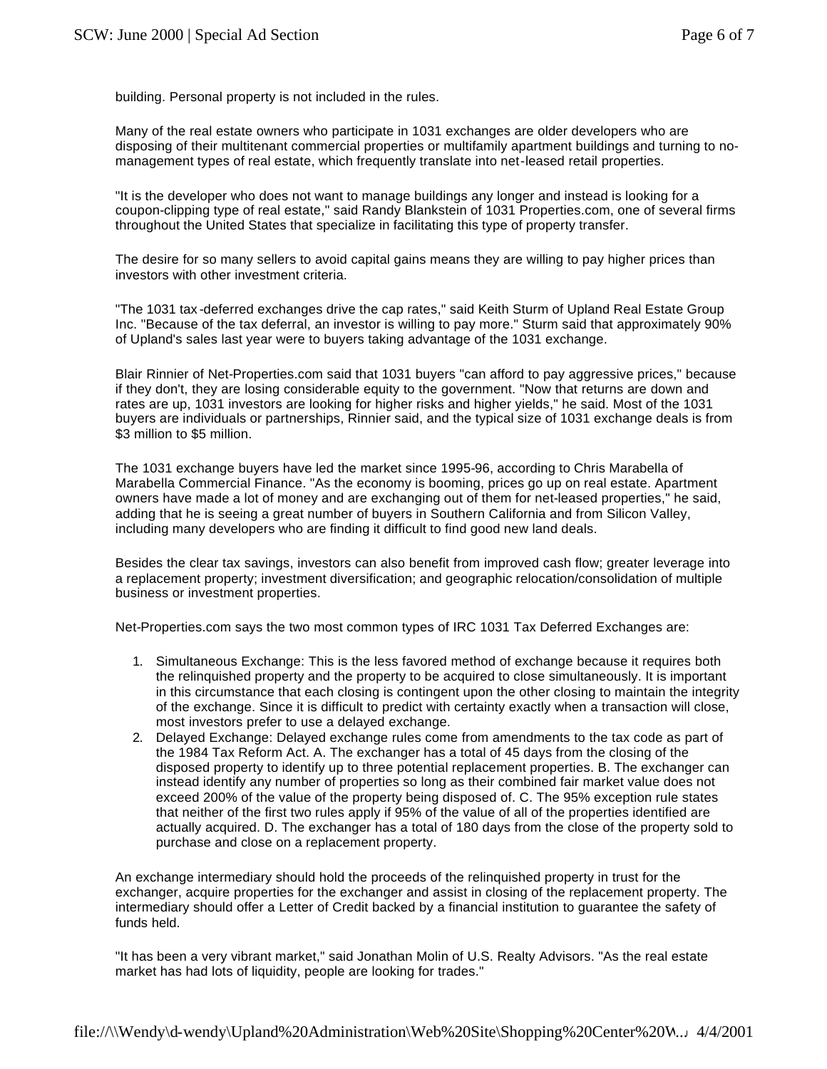building. Personal property is not included in the rules.

Many of the real estate owners who participate in 1031 exchanges are older developers who are disposing of their multitenant commercial properties or multifamily apartment buildings and turning to no-management types of real estate, which frequently translate into net-leased retail properties.

"It is the developer who does not want to manage buildings any longer and instead is looking for a coupon-clipping type of real estate," said Randy Blankstein of 1031 Properties.com, one of several firms throughout the United States that specialize in facilitating this type of property transfer.

The desire for so many sellers to avoid capital gains means they are willing to pay higher prices than investors with other investment criteria.

"The 1031 tax-deferred exchanges drive the cap rates," said Keith Sturm of Upland Real Estate Group Inc. "Because of the tax deferral, an investor is willing to pay more." Sturm said that approximately 90% of Upland's sales last year were to buyers taking advantage of the 1031 exchange.

Blair Rinnier of Net-Properties.com said that 1031 buyers "can afford to pay aggressive prices," because if they don't, they are losing considerable equity to the government. "Now that returns are down and rates are up, 1031 investors are looking for higher risks and higher yields," he said. Most of the 1031 buyers are individuals or partnerships, Rinnier said, and the typical size of 1031 exchange deals is from $3 million to $5 million.

The 1031 exchange buyers have led the market since 1995-96, according to Chris Marabella of Marabella Commercial Finance. "As the economy is booming, prices go up on real estate. Apartment owners have made a lot of money and are exchanging out of them for net-leased properties," he said, adding that he is seeing a great number of buyers in Southern California and from Silicon Valley, including many developers who are finding it difficult to find good new land deals.

Besides the clear tax savings, investors can also benefit from improved cash flow; greater leverage into a replacement property; investment diversification; and geographic relocation/consolidation of multiple business or investment properties.

Net-Properties.com says the two most common types of IRC 1031 Tax Deferred Exchanges are:

1. Simultaneous Exchange: This is the less favored method of exchange because it requires both the relinquished property and the property to be acquired to close simultaneously. It is important in this circumstance that each closing is contingent upon the other closing to maintain the integrity of the exchange. Since it is difficult to predict with certainty exactly when a transaction will close, most investors prefer to use a delayed exchange.
2. Delayed Exchange: Delayed exchange rules come from amendments to the tax code as part of the 1984 Tax Reform Act. A. The exchanger has a total of 45 days from the closing of the disposed property to identify up to three potential replacement properties. B. The exchanger can instead identify any number of properties so long as their combined fair market value does not exceed 200% of the value of the property being disposed of. C. The 95% exception rule states that neither of the first two rules apply if 95% of the value of all of the properties identified are actually acquired. D. The exchanger has a total of 180 days from the close of the property sold to purchase and close on a replacement property.

An exchange intermediary should hold the proceeds of the relinquished property in trust for the exchanger, acquire properties for the exchanger and assist in closing of the replacement property. The intermediary should offer a Letter of Credit backed by a financial institution to guarantee the safety of funds held.

"It has been a very vibrant market," said Jonathan Molin of U.S. Realty Advisors. "As the real estate market has had lots of liquidity, people are looking for trades."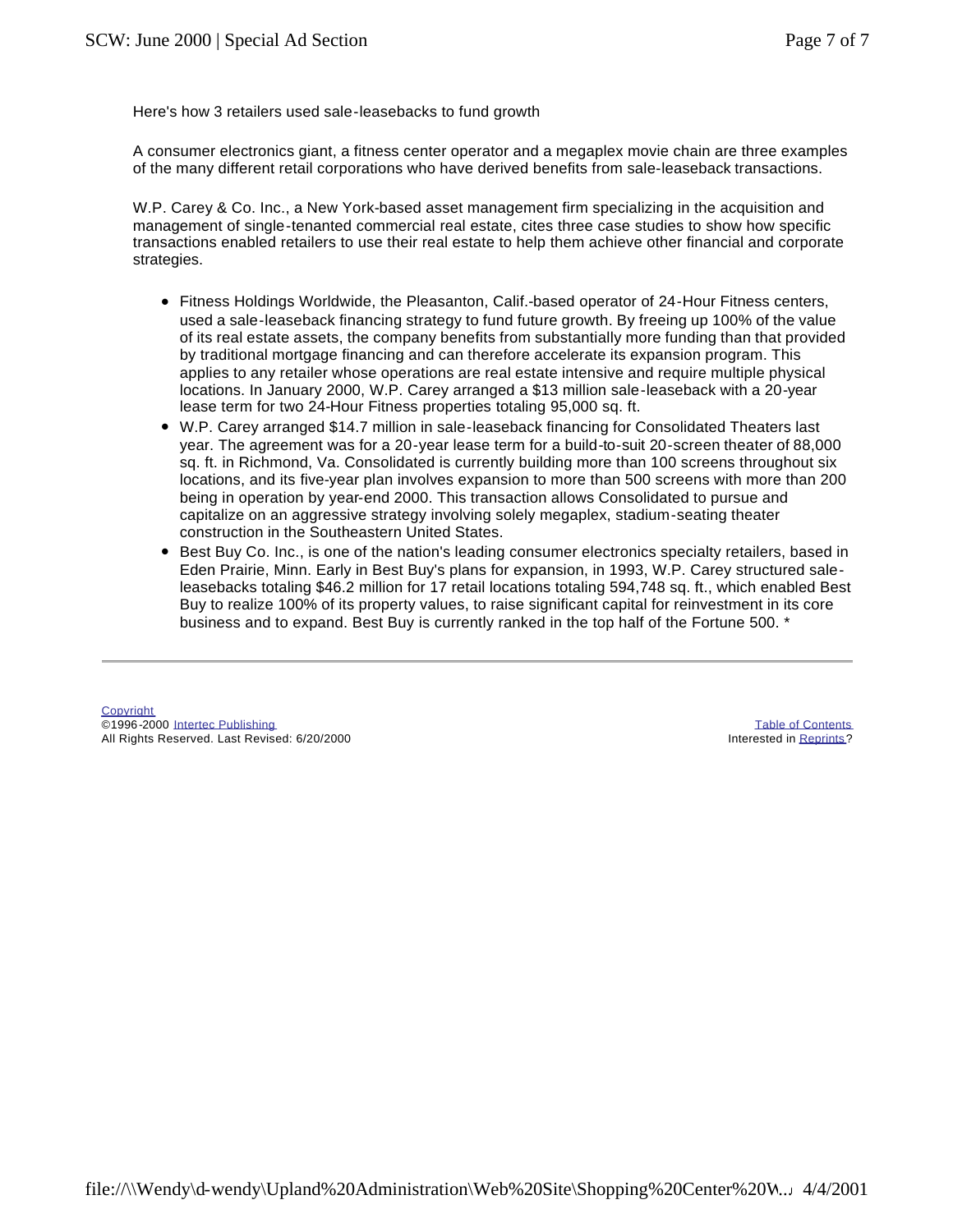Here's how 3 retailers used sale-leasebacks to fund growth

A consumer electronics giant, a fitness center operator and a megaplex movie chain are three examples of the many different retail corporations who have derived benefits from sale-leaseback transactions.

W.P. Carey & Co. Inc., a New York-based asset management firm specializing in the acquisition and management of single-tenanted commercial real estate, cites three case studies to show how specific transactions enabled retailers to use their real estate to help them achieve other financial and corporate strategies.

- Fitness Holdings Worldwide, the Pleasanton, Calif.-based operator of 24-Hour Fitness centers, used a sale-leaseback financing strategy to fund future growth. By freeing up 100% of the value of its real estate assets, the company benefits from substantially more funding than that provided by traditional mortgage financing and can therefore accelerate its expansion program. This applies to any retailer whose operations are real estate intensive and require multiple physical locations. In January 2000, W.P. Carey arranged a $13 million sale-leaseback with a 20-year lease term for two 24-Hour Fitness properties totaling 95,000 sq. ft.
- W.P. Carey arranged $14.7 million in sale-leaseback financing for Consolidated Theaters last year. The agreement was for a 20-year lease term for a build-to-suit 20-screen theater of 88,000 sq. ft. in Richmond, Va. Consolidated is currently building more than 100 screens throughout six locations, and its five-year plan involves expansion to more than 500 screens with more than 200 being in operation by year-end 2000. This transaction allows Consolidated to pursue and capitalize on an aggressive strategy involving solely megaplex, stadium-seating theater construction in the Southeastern United States.
- Best Buy Co. Inc., is one of the nation's leading consumer electronics specialty retailers, based in Eden Prairie, Minn. Early in Best Buy's plans for expansion, in 1993, W.P. Carey structured sale-leasebacks totaling $46.2 million for 17 retail locations totaling 594,748 sq. ft., which enabled Best Buy to realize 100% of its property values, to raise significant capital for reinvestment in its core business and to expand. Best Buy is currently ranked in the top half of the Fortune 500. *

---

Copyright
©1996-2000 Intertec Publishing
All Rights Reserved. Last Revised: 6/20/2000

Table of Contents
Interested in Reprints?